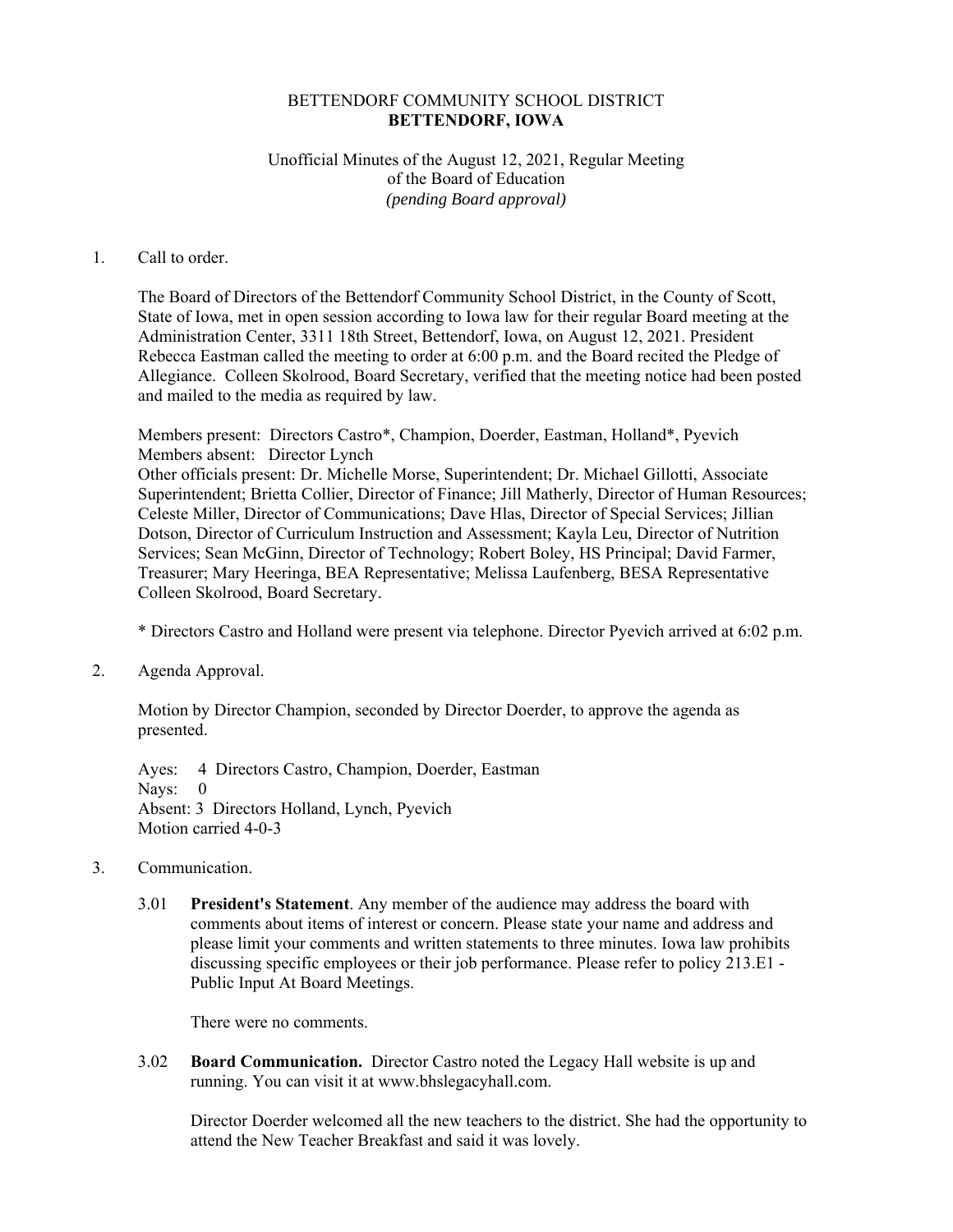# BETTENDORF COMMUNITY SCHOOL DISTRICT
## BETTENDORF, IOWA

Unofficial Minutes of the August 12, 2021, Regular Meeting
of the Board of Education
*(pending Board approval)*

1. Call to order.

   The Board of Directors of the Bettendorf Community School District, in the County of Scott, State of Iowa, met in open session according to Iowa law for their regular Board meeting at the Administration Center, 3311 18th Street, Bettendorf, Iowa, on August 12, 2021. President Rebecca Eastman called the meeting to order at 6:00 p.m. and the Board recited the Pledge of Allegiance. Colleen Skolrood, Board Secretary, verified that the meeting notice had been posted and mailed to the media as required by law.

   Members present: Directors Castro*, Champion, Doerder, Eastman, Holland*, Pyevich
   Members absent: Director Lynch
   Other officials present: Dr. Michelle Morse, Superintendent; Dr. Michael Gillotti, Associate Superintendent; Brietta Collier, Director of Finance; Jill Matherly, Director of Human Resources; Celeste Miller, Director of Communications; Dave Hlas, Director of Special Services; Jillian Dotson, Director of Curriculum Instruction and Assessment; Kayla Leu, Director of Nutrition Services; Sean McGinn, Director of Technology; Robert Boley, HS Principal; David Farmer, Treasurer; Mary Heeringa, BEA Representative; Melissa Laufenberg, BESA Representative Colleen Skolrood, Board Secretary.

   \* Directors Castro and Holland were present via telephone. Director Pyevich arrived at 6:02 p.m.

2. Agenda Approval.

   Motion by Director Champion, seconded by Director Doerder, to approve the agenda as presented.

   Ayes: 4 Directors Castro, Champion, Doerder, Eastman
   Nays: 0
   Absent: 3 Directors Holland, Lynch, Pyevich
   Motion carried 4-0-3

3. Communication.

   3.01 **President's Statement**. Any member of the audience may address the board with comments about items of interest or concern. Please state your name and address and please limit your comments and written statements to three minutes. Iowa law prohibits discussing specific employees or their job performance. Please refer to policy 213.E1 - Public Input At Board Meetings.

   There were no comments.

   3.02 **Board Communication.** Director Castro noted the Legacy Hall website is up and running. You can visit it at www.bhslegacyhall.com.

   Director Doerder welcomed all the new teachers to the district. She had the opportunity to attend the New Teacher Breakfast and said it was lovely.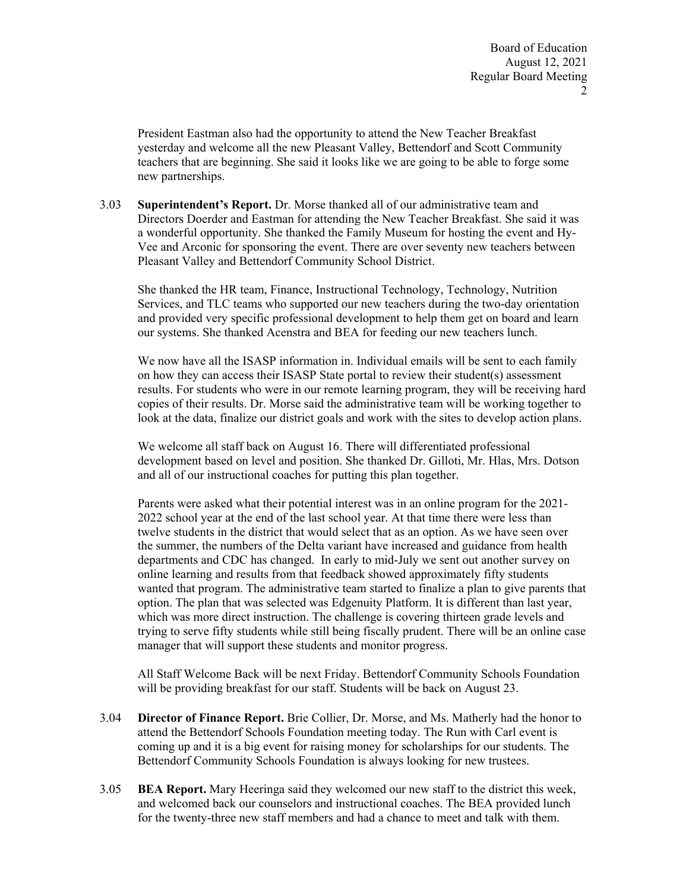President Eastman also had the opportunity to attend the New Teacher Breakfast yesterday and welcome all the new Pleasant Valley, Bettendorf and Scott Community teachers that are beginning. She said it looks like we are going to be able to forge some new partnerships.

3.03 **Superintendent's Report.** Dr. Morse thanked all of our administrative team and Directors Doerder and Eastman for attending the New Teacher Breakfast. She said it was a wonderful opportunity. She thanked the Family Museum for hosting the event and Hy-Vee and Arconic for sponsoring the event. There are over seventy new teachers between Pleasant Valley and Bettendorf Community School District.

She thanked the HR team, Finance, Instructional Technology, Technology, Nutrition Services, and TLC teams who supported our new teachers during the two-day orientation and provided very specific professional development to help them get on board and learn our systems. She thanked Acenstra and BEA for feeding our new teachers lunch.

We now have all the ISASP information in. Individual emails will be sent to each family on how they can access their ISASP State portal to review their student(s) assessment results. For students who were in our remote learning program, they will be receiving hard copies of their results. Dr. Morse said the administrative team will be working together to look at the data, finalize our district goals and work with the sites to develop action plans.

We welcome all staff back on August 16. There will differentiated professional development based on level and position. She thanked Dr. Gilloti, Mr. Hlas, Mrs. Dotson and all of our instructional coaches for putting this plan together.

Parents were asked what their potential interest was in an online program for the 2021-2022 school year at the end of the last school year. At that time there were less than twelve students in the district that would select that as an option. As we have seen over the summer, the numbers of the Delta variant have increased and guidance from health departments and CDC has changed. In early to mid-July we sent out another survey on online learning and results from that feedback showed approximately fifty students wanted that program. The administrative team started to finalize a plan to give parents that option. The plan that was selected was Edgenuity Platform. It is different than last year, which was more direct instruction. The challenge is covering thirteen grade levels and trying to serve fifty students while still being fiscally prudent. There will be an online case manager that will support these students and monitor progress.

All Staff Welcome Back will be next Friday. Bettendorf Community Schools Foundation will be providing breakfast for our staff. Students will be back on August 23.

3.04 **Director of Finance Report.** Brie Collier, Dr. Morse, and Ms. Matherly had the honor to attend the Bettendorf Schools Foundation meeting today. The Run with Carl event is coming up and it is a big event for raising money for scholarships for our students. The Bettendorf Community Schools Foundation is always looking for new trustees.

3.05 **BEA Report.** Mary Heeringa said they welcomed our new staff to the district this week, and welcomed back our counselors and instructional coaches. The BEA provided lunch for the twenty-three new staff members and had a chance to meet and talk with them.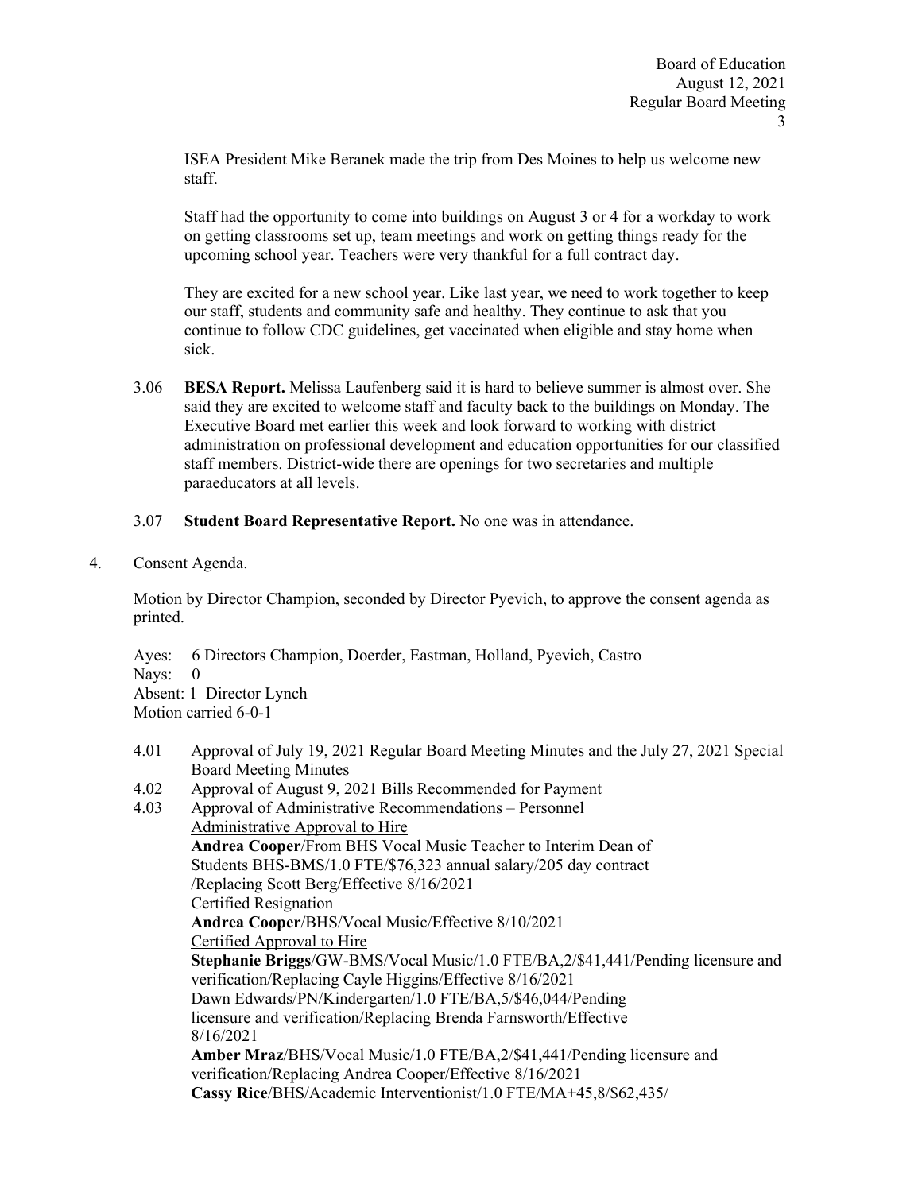ISEA President Mike Beranek made the trip from Des Moines to help us welcome new staff.

Staff had the opportunity to come into buildings on August 3 or 4 for a workday to work on getting classrooms set up, team meetings and work on getting things ready for the upcoming school year. Teachers were very thankful for a full contract day.

They are excited for a new school year. Like last year, we need to work together to keep our staff, students and community safe and healthy. They continue to ask that you continue to follow CDC guidelines, get vaccinated when eligible and stay home when sick.

3.06 **BESA Report.** Melissa Laufenberg said it is hard to believe summer is almost over. She said they are excited to welcome staff and faculty back to the buildings on Monday. The Executive Board met earlier this week and look forward to working with district administration on professional development and education opportunities for our classified staff members. District-wide there are openings for two secretaries and multiple paraeducators at all levels.

3.07 **Student Board Representative Report.** No one was in attendance.

4. Consent Agenda.

Motion by Director Champion, seconded by Director Pyevich, to approve the consent agenda as printed.

Ayes: 6 Directors Champion, Doerder, Eastman, Holland, Pyevich, Castro
Nays: 0
Absent: 1 Director Lynch
Motion carried 6-0-1

4.01 Approval of July 19, 2021 Regular Board Meeting Minutes and the July 27, 2021 Special Board Meeting Minutes

4.02 Approval of August 9, 2021 Bills Recommended for Payment

4.03 Approval of Administrative Recommendations – Personnel

Administrative Approval to Hire

**Andrea Cooper**/From BHS Vocal Music Teacher to Interim Dean of Students BHS-BMS/1.0 FTE/$76,323 annual salary/205 day contract /Replacing Scott Berg/Effective 8/16/2021

Certified Resignation

**Andrea Cooper**/BHS/Vocal Music/Effective 8/10/2021

Certified Approval to Hire

**Stephanie Briggs**/GW-BMS/Vocal Music/1.0 FTE/BA,2/$41,441/Pending licensure and verification/Replacing Cayle Higgins/Effective 8/16/2021

Dawn Edwards/PN/Kindergarten/1.0 FTE/BA,5/$46,044/Pending licensure and verification/Replacing Brenda Farnsworth/Effective 8/16/2021

**Amber Mraz**/BHS/Vocal Music/1.0 FTE/BA,2/$41,441/Pending licensure and verification/Replacing Andrea Cooper/Effective 8/16/2021

**Cassy Rice**/BHS/Academic Interventionist/1.0 FTE/MA+45,8/$62,435/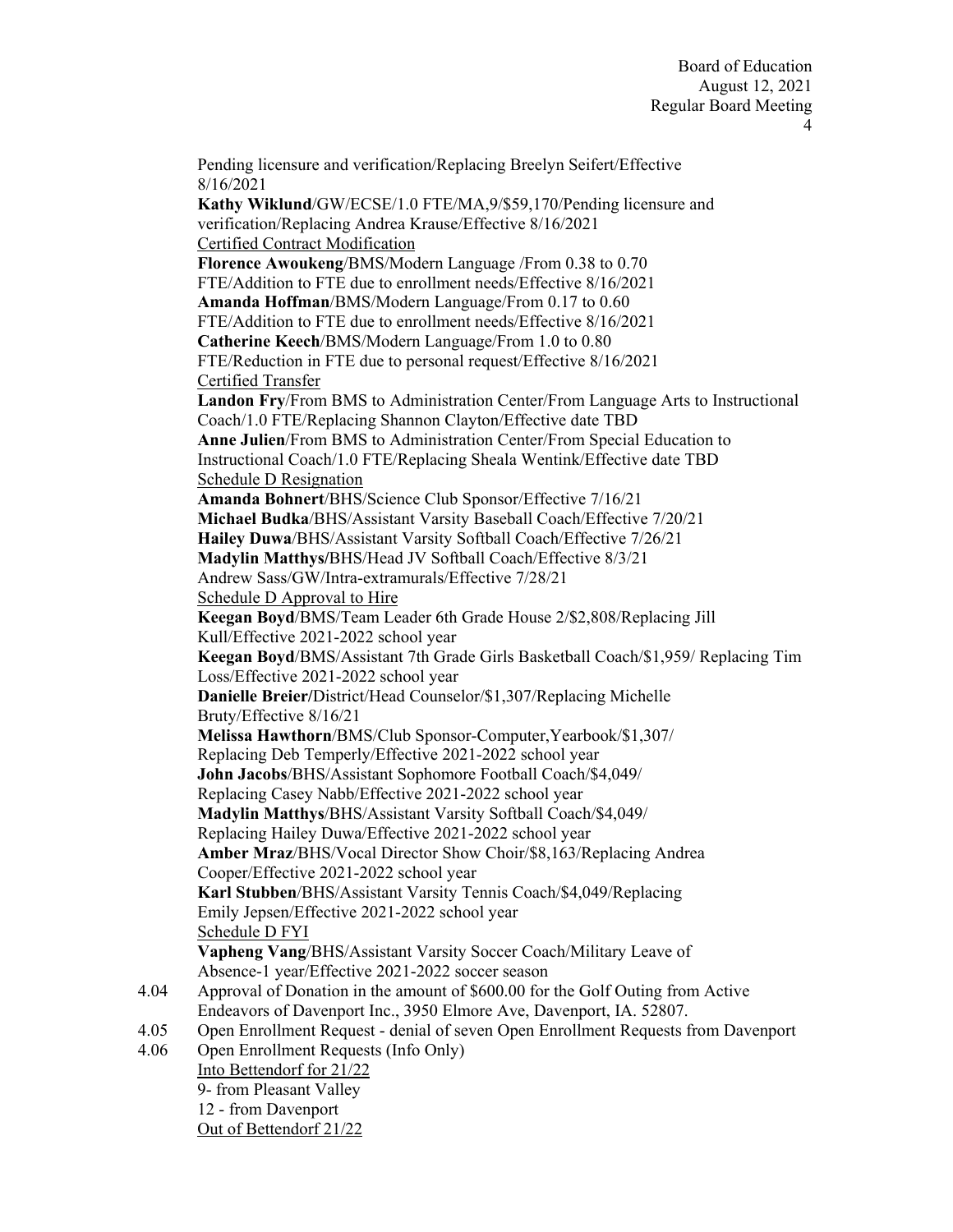Pending licensure and verification/Replacing Breelyn Seifert/Effective 8/16/2021

**Kathy Wiklund**/GW/ECSE/1.0 FTE/MA,9/$59,170/Pending licensure and verification/Replacing Andrea Krause/Effective 8/16/2021

Certified Contract Modification

**Florence Awoukeng**/BMS/Modern Language /From 0.38 to 0.70 FTE/Addition to FTE due to enrollment needs/Effective 8/16/2021

**Amanda Hoffman**/BMS/Modern Language/From 0.17 to 0.60 FTE/Addition to FTE due to enrollment needs/Effective 8/16/2021

**Catherine Keech**/BMS/Modern Language/From 1.0 to 0.80 FTE/Reduction in FTE due to personal request/Effective 8/16/2021

Certified Transfer

**Landon Fry**/From BMS to Administration Center/From Language Arts to Instructional Coach/1.0 FTE/Replacing Shannon Clayton/Effective date TBD

**Anne Julien**/From BMS to Administration Center/From Special Education to Instructional Coach/1.0 FTE/Replacing Sheala Wentink/Effective date TBD

Schedule D Resignation

**Amanda Bohnert**/BHS/Science Club Sponsor/Effective 7/16/21

**Michael Budka**/BHS/Assistant Varsity Baseball Coach/Effective 7/20/21

**Hailey Duwa**/BHS/Assistant Varsity Softball Coach/Effective 7/26/21

**Madylin Matthys/**BHS/Head JV Softball Coach/Effective 8/3/21

Andrew Sass/GW/Intra-extramurals/Effective 7/28/21

Schedule D Approval to Hire

**Keegan Boyd**/BMS/Team Leader 6th Grade House 2/$2,808/Replacing Jill Kull/Effective 2021-2022 school year

**Keegan Boyd**/BMS/Assistant 7th Grade Girls Basketball Coach/$1,959/ Replacing Tim Loss/Effective 2021-2022 school year

**Danielle Breier/**District/Head Counselor/$1,307/Replacing Michelle Bruty/Effective 8/16/21

**Melissa Hawthorn**/BMS/Club Sponsor-Computer,Yearbook/$1,307/ Replacing Deb Temperly/Effective 2021-2022 school year

**John Jacobs**/BHS/Assistant Sophomore Football Coach/$4,049/ Replacing Casey Nabb/Effective 2021-2022 school year

**Madylin Matthys**/BHS/Assistant Varsity Softball Coach/$4,049/ Replacing Hailey Duwa/Effective 2021-2022 school year

**Amber Mraz**/BHS/Vocal Director Show Choir/$8,163/Replacing Andrea Cooper/Effective 2021-2022 school year

**Karl Stubben**/BHS/Assistant Varsity Tennis Coach/$4,049/Replacing Emily Jepsen/Effective 2021-2022 school year

Schedule D FYI

**Vapheng Vang**/BHS/Assistant Varsity Soccer Coach/Military Leave of Absence-1 year/Effective 2021-2022 soccer season

4.04 Approval of Donation in the amount of $600.00 for the Golf Outing from Active Endeavors of Davenport Inc., 3950 Elmore Ave, Davenport, IA. 52807.

4.05 Open Enrollment Request - denial of seven Open Enrollment Requests from Davenport

4.06 Open Enrollment Requests (Info Only)

Into Bettendorf for 21/22

9- from Pleasant Valley

12 - from Davenport

Out of Bettendorf 21/22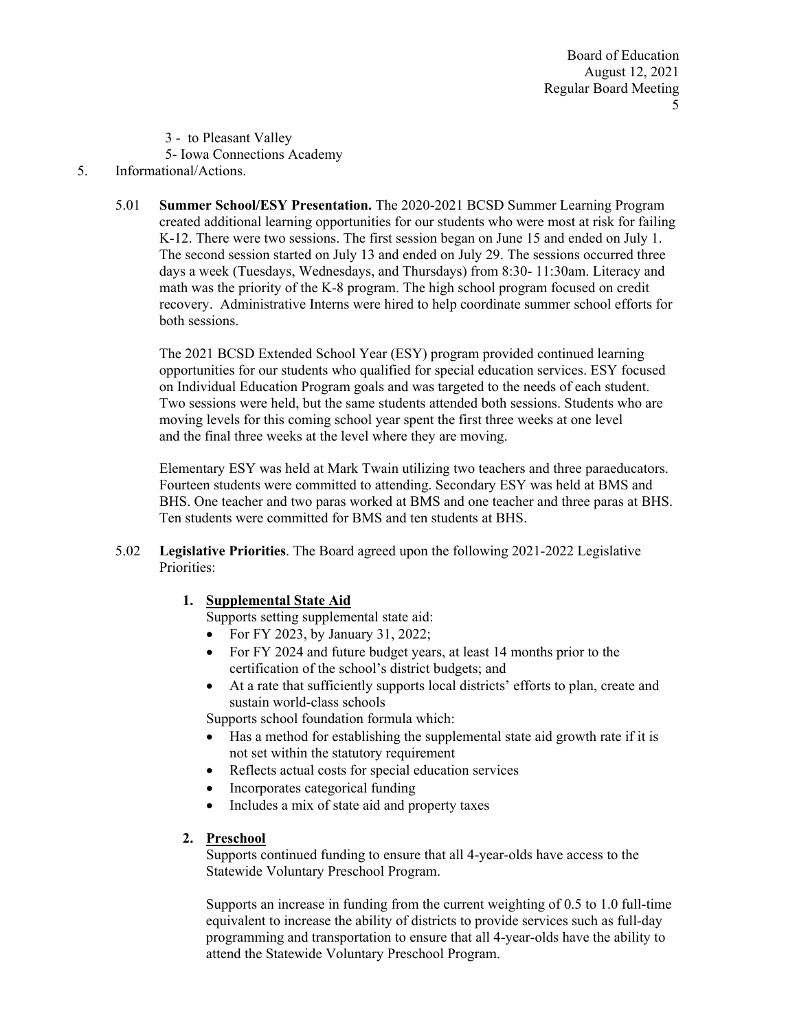3 - to Pleasant Valley
5- Iowa Connections Academy

5. Informational/Actions.

5.01 **Summer School/ESY Presentation.** The 2020-2021 BCSD Summer Learning Program created additional learning opportunities for our students who were most at risk for failing K-12. There were two sessions. The first session began on June 15 and ended on July 1. The second session started on July 13 and ended on July 29. The sessions occurred three days a week (Tuesdays, Wednesdays, and Thursdays) from 8:30- 11:30am. Literacy and math was the priority of the K-8 program. The high school program focused on credit recovery. Administrative Interns were hired to help coordinate summer school efforts for both sessions.

The 2021 BCSD Extended School Year (ESY) program provided continued learning opportunities for our students who qualified for special education services. ESY focused on Individual Education Program goals and was targeted to the needs of each student. Two sessions were held, but the same students attended both sessions. Students who are moving levels for this coming school year spent the first three weeks at one level and the final three weeks at the level where they are moving.

Elementary ESY was held at Mark Twain utilizing two teachers and three paraeducators. Fourteen students were committed to attending. Secondary ESY was held at BMS and BHS. One teacher and two paras worked at BMS and one teacher and three paras at BHS. Ten students were committed for BMS and ten students at BHS.

5.02 **Legislative Priorities**. The Board agreed upon the following 2021-2022 Legislative Priorities:

1. **Supplemental State Aid**

   Supports setting supplemental state aid:
   - For FY 2023, by January 31, 2022;
   - For FY 2024 and future budget years, at least 14 months prior to the certification of the school's district budgets; and
   - At a rate that sufficiently supports local districts' efforts to plan, create and sustain world-class schools

   Supports school foundation formula which:
   - Has a method for establishing the supplemental state aid growth rate if it is not set within the statutory requirement
   - Reflects actual costs for special education services
   - Incorporates categorical funding
   - Includes a mix of state aid and property taxes

2. **Preschool**

   Supports continued funding to ensure that all 4-year-olds have access to the Statewide Voluntary Preschool Program.

   Supports an increase in funding from the current weighting of 0.5 to 1.0 full-time equivalent to increase the ability of districts to provide services such as full-day programming and transportation to ensure that all 4-year-olds have the ability to attend the Statewide Voluntary Preschool Program.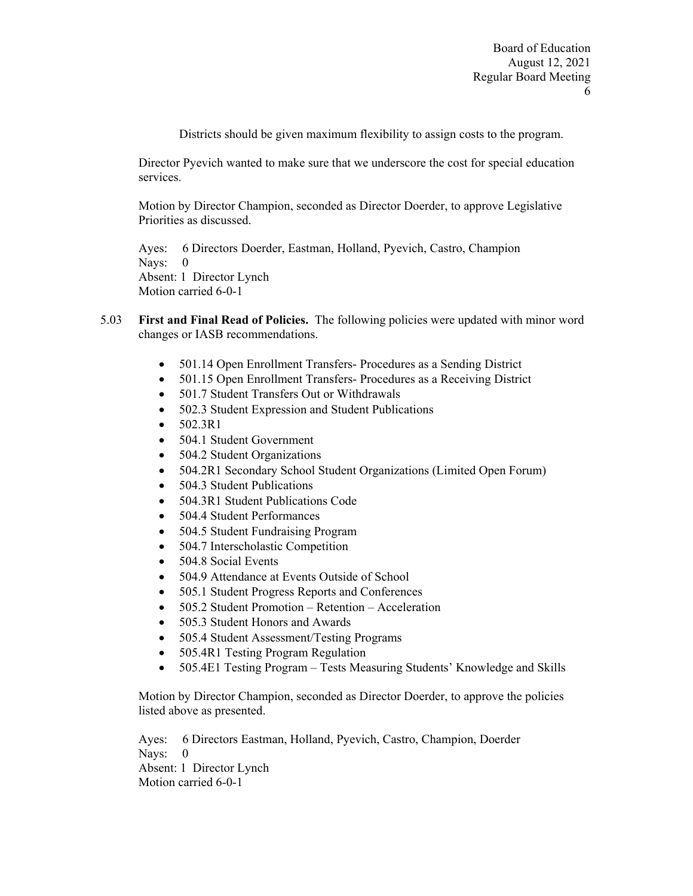Districts should be given maximum flexibility to assign costs to the program.

Director Pyevich wanted to make sure that we underscore the cost for special education services.

Motion by Director Champion, seconded as Director Doerder, to approve Legislative Priorities as discussed.

Ayes: 6 Directors Doerder, Eastman, Holland, Pyevich, Castro, Champion
Nays: 0
Absent: 1 Director Lynch
Motion carried 6-0-1

5.03 **First and Final Read of Policies.** The following policies were updated with minor word changes or IASB recommendations.

- 501.14 Open Enrollment Transfers- Procedures as a Sending District
- 501.15 Open Enrollment Transfers- Procedures as a Receiving District
- 501.7 Student Transfers Out or Withdrawals
- 502.3 Student Expression and Student Publications
- 502.3R1
- 504.1 Student Government
- 504.2 Student Organizations
- 504.2R1 Secondary School Student Organizations (Limited Open Forum)
- 504.3 Student Publications
- 504.3R1 Student Publications Code
- 504.4 Student Performances
- 504.5 Student Fundraising Program
- 504.7 Interscholastic Competition
- 504.8 Social Events
- 504.9 Attendance at Events Outside of School
- 505.1 Student Progress Reports and Conferences
- 505.2 Student Promotion – Retention – Acceleration
- 505.3 Student Honors and Awards
- 505.4 Student Assessment/Testing Programs
- 505.4R1 Testing Program Regulation
- 505.4E1 Testing Program – Tests Measuring Students' Knowledge and Skills

Motion by Director Champion, seconded as Director Doerder, to approve the policies listed above as presented.

Ayes: 6 Directors Eastman, Holland, Pyevich, Castro, Champion, Doerder
Nays: 0
Absent: 1 Director Lynch
Motion carried 6-0-1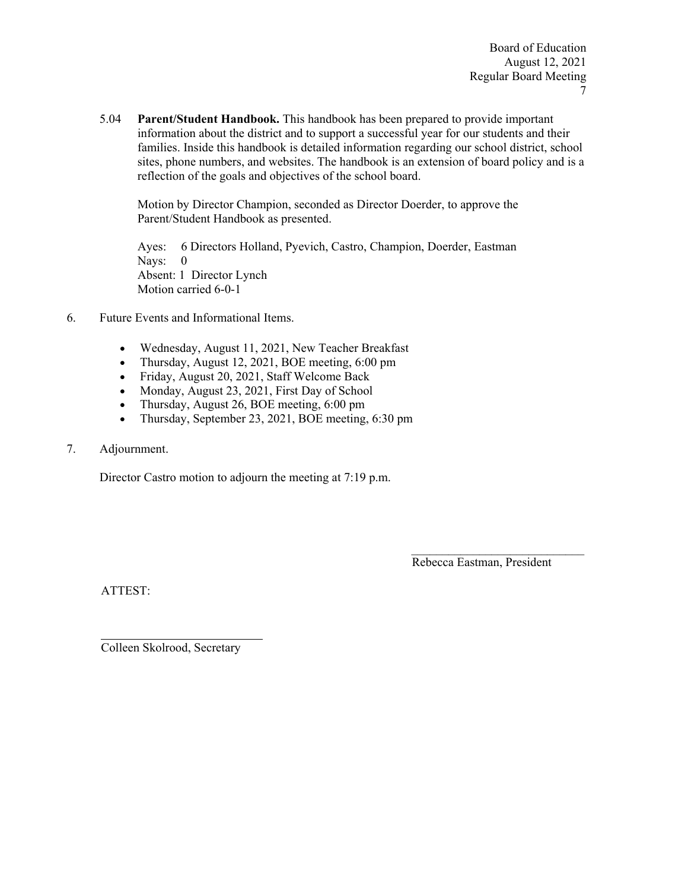5.04 **Parent/Student Handbook.** This handbook has been prepared to provide important information about the district and to support a successful year for our students and their families. Inside this handbook is detailed information regarding our school district, school sites, phone numbers, and websites. The handbook is an extension of board policy and is a reflection of the goals and objectives of the school board.

Motion by Director Champion, seconded as Director Doerder, to approve the Parent/Student Handbook as presented.

Ayes: 6 Directors Holland, Pyevich, Castro, Champion, Doerder, Eastman
Nays: 0
Absent: 1 Director Lynch
Motion carried 6-0-1

6. Future Events and Informational Items.

- Wednesday, August 11, 2021, New Teacher Breakfast
- Thursday, August 12, 2021, BOE meeting, 6:00 pm
- Friday, August 20, 2021, Staff Welcome Back
- Monday, August 23, 2021, First Day of School
- Thursday, August 26, BOE meeting, 6:00 pm
- Thursday, September 23, 2021, BOE meeting, 6:30 pm

7. Adjournment.

Director Castro motion to adjourn the meeting at 7:19 p.m.

______________________________
Rebecca Eastman, President

ATTEST:

______________________________
Colleen Skolrood, Secretary